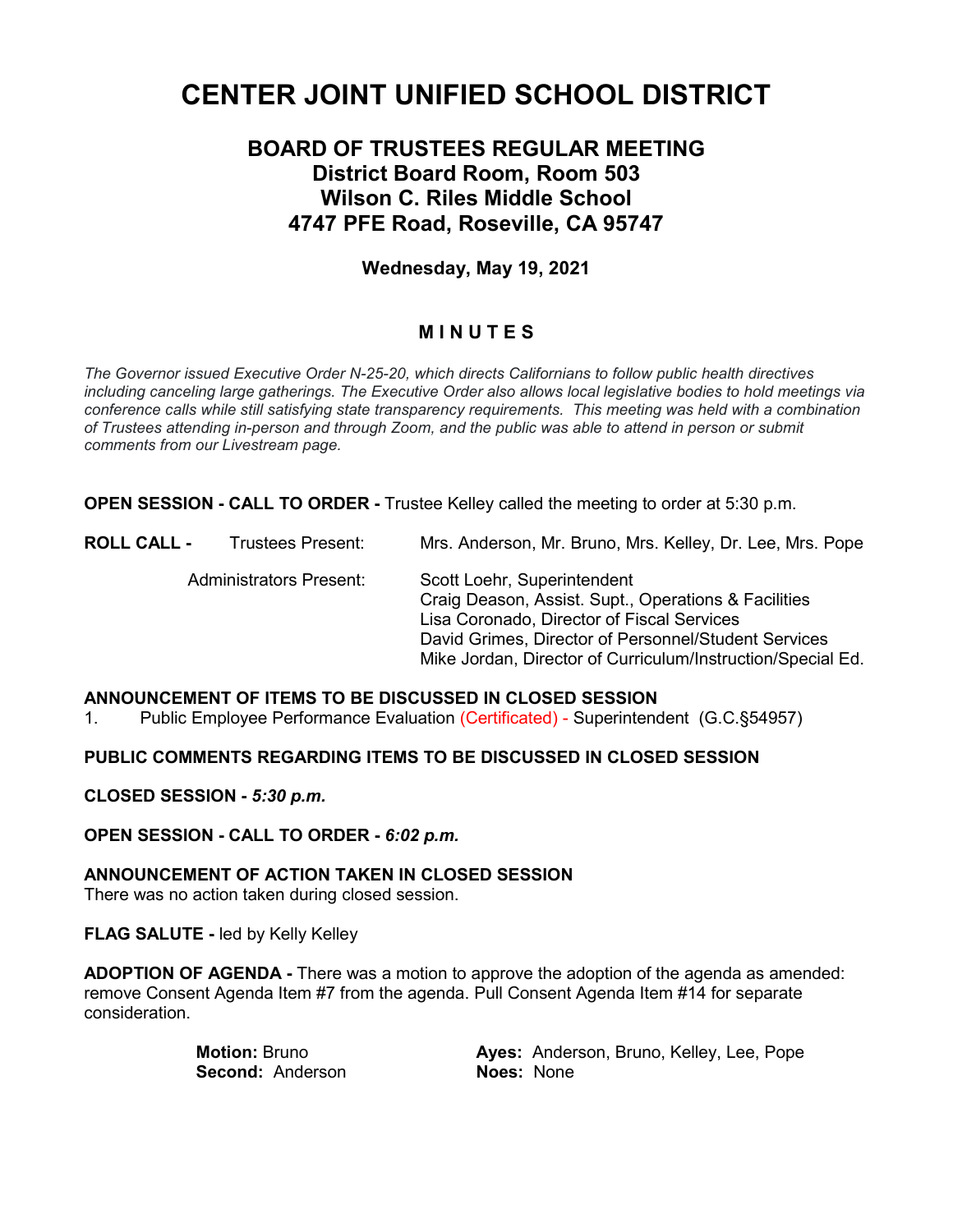# CENTER JOINT UNIFIED SCHOOL DISTRICT

## BOARD OF TRUSTEES REGULAR MEETING
## District Board Room, Room 503
## Wilson C. Riles Middle School
## 4747 PFE Road, Roseville, CA 95747

**Wednesday, May 19, 2021**

### M I N U T E S

*The Governor issued Executive Order N-25-20, which directs Californians to follow public health directives including canceling large gatherings. The Executive Order also allows local legislative bodies to hold meetings via conference calls while still satisfying state transparency requirements. This meeting was held with a combination of Trustees attending in-person and through Zoom, and the public was able to attend in person or submit comments from our Livestream page.*

**OPEN SESSION - CALL TO ORDER -** Trustee Kelley called the meeting to order at 5:30 p.m.

**ROLL CALL -** Trustees Present: Mrs. Anderson, Mr. Bruno, Mrs. Kelley, Dr. Lee, Mrs. Pope

Administrators Present:
- Scott Loehr, Superintendent
- Craig Deason, Assist. Supt., Operations & Facilities
- Lisa Coronado, Director of Fiscal Services
- David Grimes, Director of Personnel/Student Services
- Mike Jordan, Director of Curriculum/Instruction/Special Ed.

**ANNOUNCEMENT OF ITEMS TO BE DISCUSSED IN CLOSED SESSION**

1. Public Employee Performance Evaluation (Certificated) - Superintendent (G.C.§54957)

**PUBLIC COMMENTS REGARDING ITEMS TO BE DISCUSSED IN CLOSED SESSION**

**CLOSED SESSION -** ***5:30 p.m.***

**OPEN SESSION - CALL TO ORDER -** ***6:02 p.m.***

**ANNOUNCEMENT OF ACTION TAKEN IN CLOSED SESSION**

There was no action taken during closed session.

**FLAG SALUTE -** led by Kelly Kelley

**ADOPTION OF AGENDA -** There was a motion to approve the adoption of the agenda as amended: remove Consent Agenda Item #7 from the agenda. Pull Consent Agenda Item #14 for separate consideration.

**Motion:** Bruno **Ayes:** Anderson, Bruno, Kelley, Lee, Pope
**Second:** Anderson **Noes:** None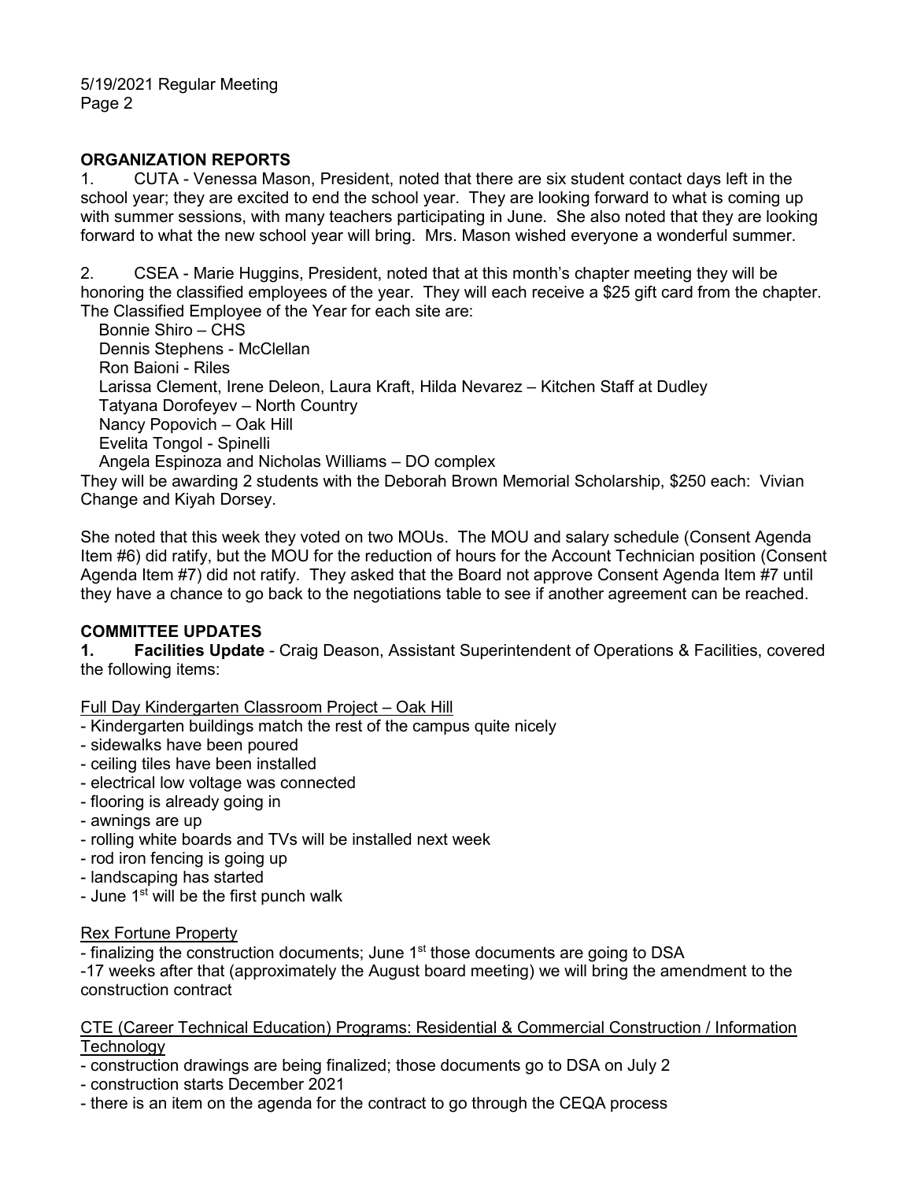## ORGANIZATION REPORTS

1. CUTA - Venessa Mason, President, noted that there are six student contact days left in the school year; they are excited to end the school year. They are looking forward to what is coming up with summer sessions, with many teachers participating in June. She also noted that they are looking forward to what the new school year will bring. Mrs. Mason wished everyone a wonderful summer.

2. CSEA - Marie Huggins, President, noted that at this month's chapter meeting they will be honoring the classified employees of the year. They will each receive a $25 gift card from the chapter. The Classified Employee of the Year for each site are:

   Bonnie Shiro – CHS
   Dennis Stephens - McClellan
   Ron Baioni - Riles
   Larissa Clement, Irene Deleon, Laura Kraft, Hilda Nevarez – Kitchen Staff at Dudley
   Tatyana Dorofeyev – North Country
   Nancy Popovich – Oak Hill
   Evelita Tongol - Spinelli
   Angela Espinoza and Nicholas Williams – DO complex

They will be awarding 2 students with the Deborah Brown Memorial Scholarship, $250 each: Vivian Change and Kiyah Dorsey.

She noted that this week they voted on two MOUs. The MOU and salary schedule (Consent Agenda Item #6) did ratify, but the MOU for the reduction of hours for the Account Technician position (Consent Agenda Item #7) did not ratify. They asked that the Board not approve Consent Agenda Item #7 until they have a chance to go back to the negotiations table to see if another agreement can be reached.

## COMMITTEE UPDATES

**1. Facilities Update** - Craig Deason, Assistant Superintendent of Operations & Facilities, covered the following items:

Full Day Kindergarten Classroom Project – Oak Hill

- Kindergarten buildings match the rest of the campus quite nicely
- sidewalks have been poured
- ceiling tiles have been installed
- electrical low voltage was connected
- flooring is already going in
- awnings are up
- rolling white boards and TVs will be installed next week
- rod iron fencing is going up
- landscaping has started
- June 1st will be the first punch walk

Rex Fortune Property

- finalizing the construction documents; June 1st those documents are going to DSA
- 17 weeks after that (approximately the August board meeting) we will bring the amendment to the construction contract

CTE (Career Technical Education) Programs: Residential & Commercial Construction / Information Technology

- construction drawings are being finalized; those documents go to DSA on July 2
- construction starts December 2021
- there is an item on the agenda for the contract to go through the CEQA process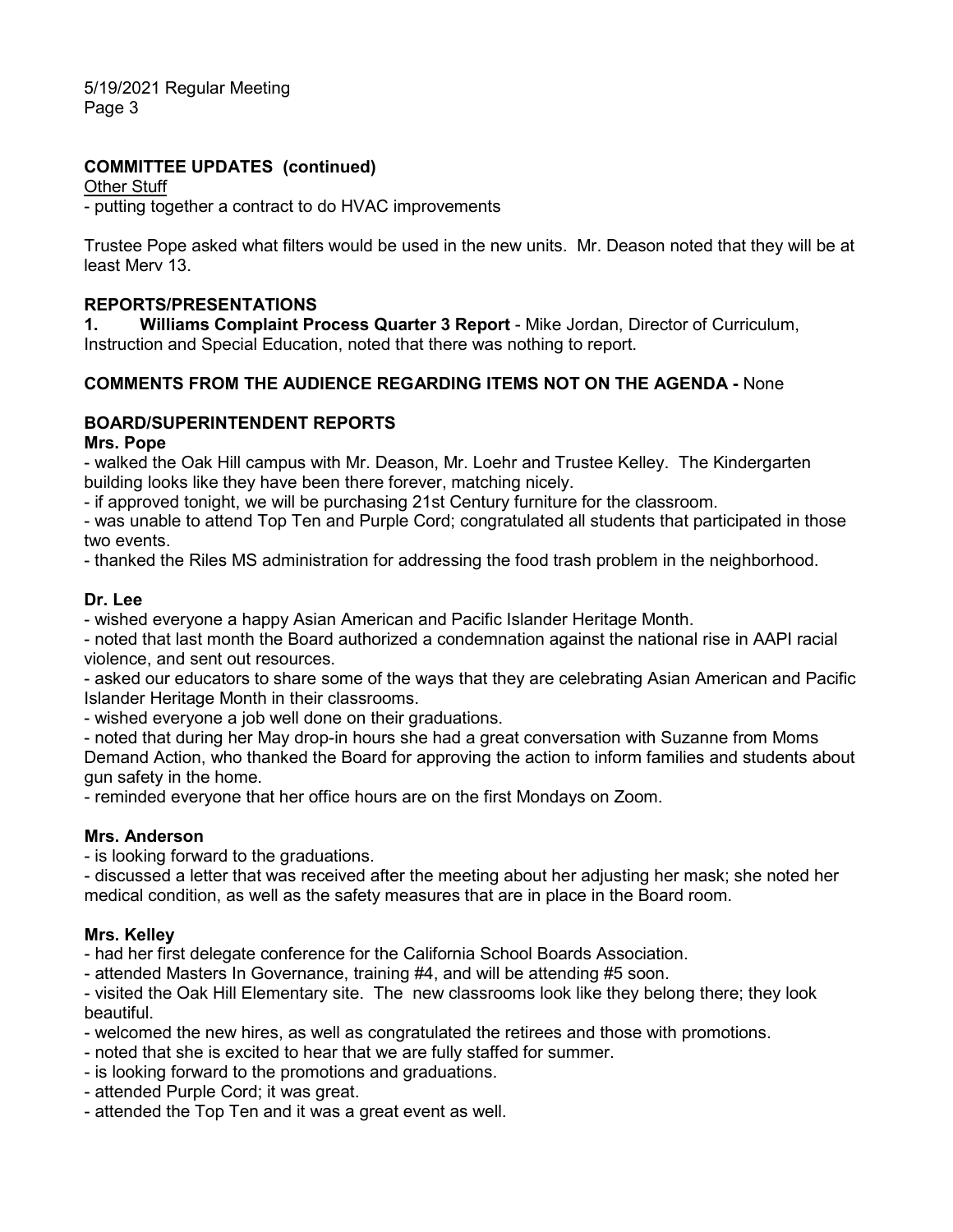**COMMITTEE UPDATES (continued)**

Other Stuff

- putting together a contract to do HVAC improvements

Trustee Pope asked what filters would be used in the new units. Mr. Deason noted that they will be at least Merv 13.

**REPORTS/PRESENTATIONS**

**1. Williams Complaint Process Quarter 3 Report** - Mike Jordan, Director of Curriculum, Instruction and Special Education, noted that there was nothing to report.

**COMMENTS FROM THE AUDIENCE REGARDING ITEMS NOT ON THE AGENDA -** None

**BOARD/SUPERINTENDENT REPORTS**

**Mrs. Pope**

- walked the Oak Hill campus with Mr. Deason, Mr. Loehr and Trustee Kelley. The Kindergarten building looks like they have been there forever, matching nicely.
- if approved tonight, we will be purchasing 21st Century furniture for the classroom.
- was unable to attend Top Ten and Purple Cord; congratulated all students that participated in those two events.
- thanked the Riles MS administration for addressing the food trash problem in the neighborhood.

**Dr. Lee**

- wished everyone a happy Asian American and Pacific Islander Heritage Month.
- noted that last month the Board authorized a condemnation against the national rise in AAPI racial violence, and sent out resources.
- asked our educators to share some of the ways that they are celebrating Asian American and Pacific Islander Heritage Month in their classrooms.
- wished everyone a job well done on their graduations.
- noted that during her May drop-in hours she had a great conversation with Suzanne from Moms Demand Action, who thanked the Board for approving the action to inform families and students about gun safety in the home.
- reminded everyone that her office hours are on the first Mondays on Zoom.

**Mrs. Anderson**

- is looking forward to the graduations.
- discussed a letter that was received after the meeting about her adjusting her mask; she noted her medical condition, as well as the safety measures that are in place in the Board room.

**Mrs. Kelley**

- had her first delegate conference for the California School Boards Association.
- attended Masters In Governance, training #4, and will be attending #5 soon.
- visited the Oak Hill Elementary site. The new classrooms look like they belong there; they look beautiful.
- welcomed the new hires, as well as congratulated the retirees and those with promotions.
- noted that she is excited to hear that we are fully staffed for summer.
- is looking forward to the promotions and graduations.
- attended Purple Cord; it was great.
- attended the Top Ten and it was a great event as well.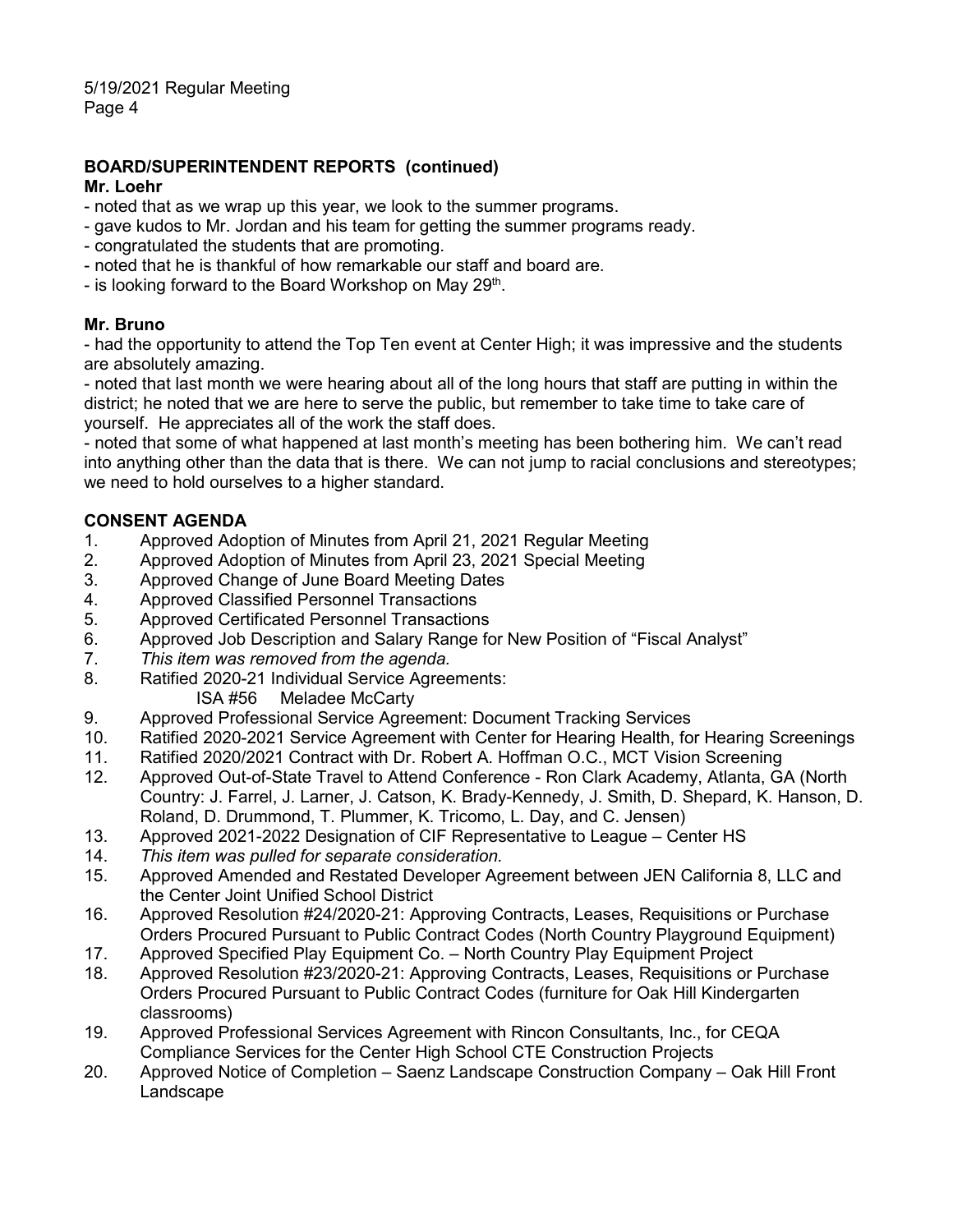## BOARD/SUPERINTENDENT REPORTS (continued)

**Mr. Loehr**

- noted that as we wrap up this year, we look to the summer programs.
- gave kudos to Mr. Jordan and his team for getting the summer programs ready.
- congratulated the students that are promoting.
- noted that he is thankful of how remarkable our staff and board are.
- is looking forward to the Board Workshop on May 29th.

**Mr. Bruno**

- had the opportunity to attend the Top Ten event at Center High; it was impressive and the students are absolutely amazing.
- noted that last month we were hearing about all of the long hours that staff are putting in within the district; he noted that we are here to serve the public, but remember to take time to take care of yourself. He appreciates all of the work the staff does.
- noted that some of what happened at last month's meeting has been bothering him. We can't read into anything other than the data that is there. We can not jump to racial conclusions and stereotypes; we need to hold ourselves to a higher standard.

## CONSENT AGENDA

1. Approved Adoption of Minutes from April 21, 2021 Regular Meeting
2. Approved Adoption of Minutes from April 23, 2021 Special Meeting
3. Approved Change of June Board Meeting Dates
4. Approved Classified Personnel Transactions
5. Approved Certificated Personnel Transactions
6. Approved Job Description and Salary Range for New Position of "Fiscal Analyst"
7. *This item was removed from the agenda.*
8. Ratified 2020-21 Individual Service Agreements:
   ISA #56 Meladee McCarty
9. Approved Professional Service Agreement: Document Tracking Services
10. Ratified 2020-2021 Service Agreement with Center for Hearing Health, for Hearing Screenings
11. Ratified 2020/2021 Contract with Dr. Robert A. Hoffman O.C., MCT Vision Screening
12. Approved Out-of-State Travel to Attend Conference - Ron Clark Academy, Atlanta, GA (North Country: J. Farrel, J. Larner, J. Catson, K. Brady-Kennedy, J. Smith, D. Shepard, K. Hanson, D. Roland, D. Drummond, T. Plummer, K. Tricomo, L. Day, and C. Jensen)
13. Approved 2021-2022 Designation of CIF Representative to League – Center HS
14. *This item was pulled for separate consideration.*
15. Approved Amended and Restated Developer Agreement between JEN California 8, LLC and the Center Joint Unified School District
16. Approved Resolution #24/2020-21: Approving Contracts, Leases, Requisitions or Purchase Orders Procured Pursuant to Public Contract Codes (North Country Playground Equipment)
17. Approved Specified Play Equipment Co. – North Country Play Equipment Project
18. Approved Resolution #23/2020-21: Approving Contracts, Leases, Requisitions or Purchase Orders Procured Pursuant to Public Contract Codes (furniture for Oak Hill Kindergarten classrooms)
19. Approved Professional Services Agreement with Rincon Consultants, Inc., for CEQA Compliance Services for the Center High School CTE Construction Projects
20. Approved Notice of Completion – Saenz Landscape Construction Company – Oak Hill Front Landscape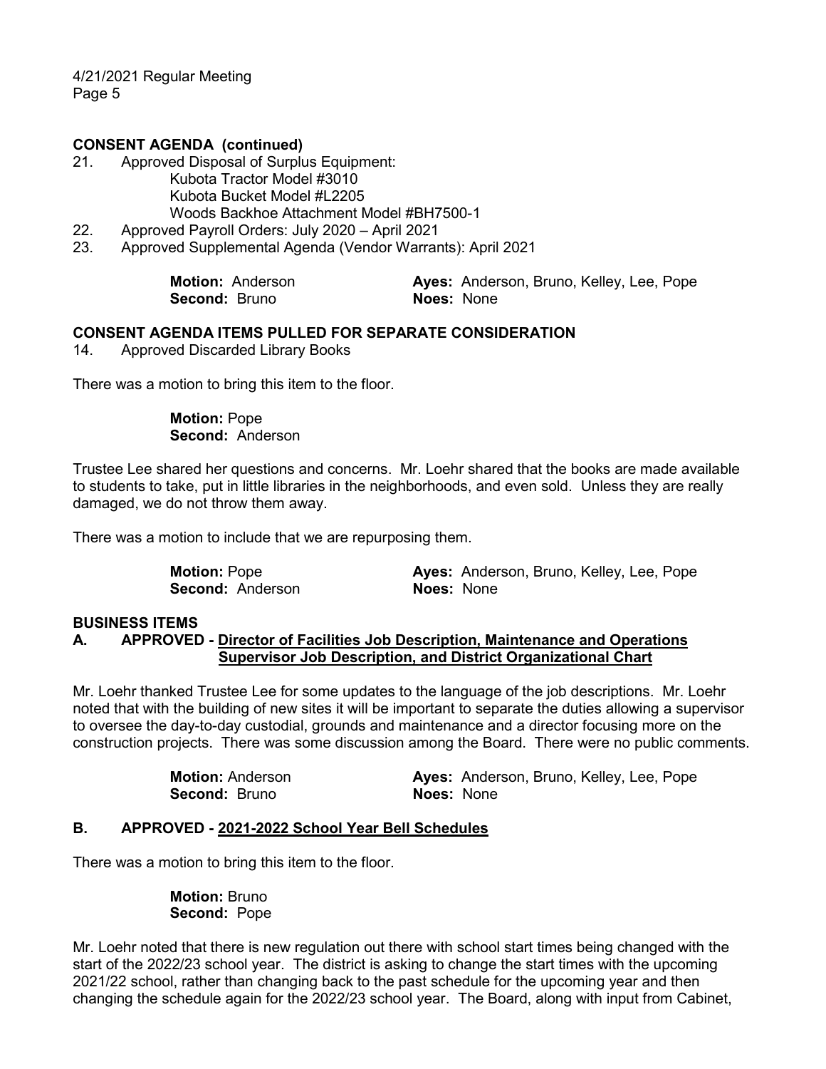## CONSENT AGENDA (continued)

21. Approved Disposal of Surplus Equipment:
    Kubota Tractor Model #3010
    Kubota Bucket Model #L2205
    Woods Backhoe Attachment Model #BH7500-1
22. Approved Payroll Orders: July 2020 – April 2021
23. Approved Supplemental Agenda (Vendor Warrants): April 2021

**Motion:** Anderson
**Second:** Bruno
**Ayes:** Anderson, Bruno, Kelley, Lee, Pope
**Noes:** None

## CONSENT AGENDA ITEMS PULLED FOR SEPARATE CONSIDERATION

14. Approved Discarded Library Books

There was a motion to bring this item to the floor.

**Motion:** Pope
**Second:** Anderson

Trustee Lee shared her questions and concerns. Mr. Loehr shared that the books are made available to students to take, put in little libraries in the neighborhoods, and even sold. Unless they are really damaged, we do not throw them away.

There was a motion to include that we are repurposing them.

**Motion:** Pope
**Second:** Anderson
**Ayes:** Anderson, Bruno, Kelley, Lee, Pope
**Noes:** None

## BUSINESS ITEMS

### A. APPROVED - Director of Facilities Job Description, Maintenance and Operations Supervisor Job Description, and District Organizational Chart

Mr. Loehr thanked Trustee Lee for some updates to the language of the job descriptions. Mr. Loehr noted that with the building of new sites it will be important to separate the duties allowing a supervisor to oversee the day-to-day custodial, grounds and maintenance and a director focusing more on the construction projects. There was some discussion among the Board. There were no public comments.

**Motion:** Anderson
**Second:** Bruno
**Ayes:** Anderson, Bruno, Kelley, Lee, Pope
**Noes:** None

### B. APPROVED - 2021-2022 School Year Bell Schedules

There was a motion to bring this item to the floor.

**Motion:** Bruno
**Second:** Pope

Mr. Loehr noted that there is new regulation out there with school start times being changed with the start of the 2022/23 school year. The district is asking to change the start times with the upcoming 2021/22 school, rather than changing back to the past schedule for the upcoming year and then changing the schedule again for the 2022/23 school year. The Board, along with input from Cabinet,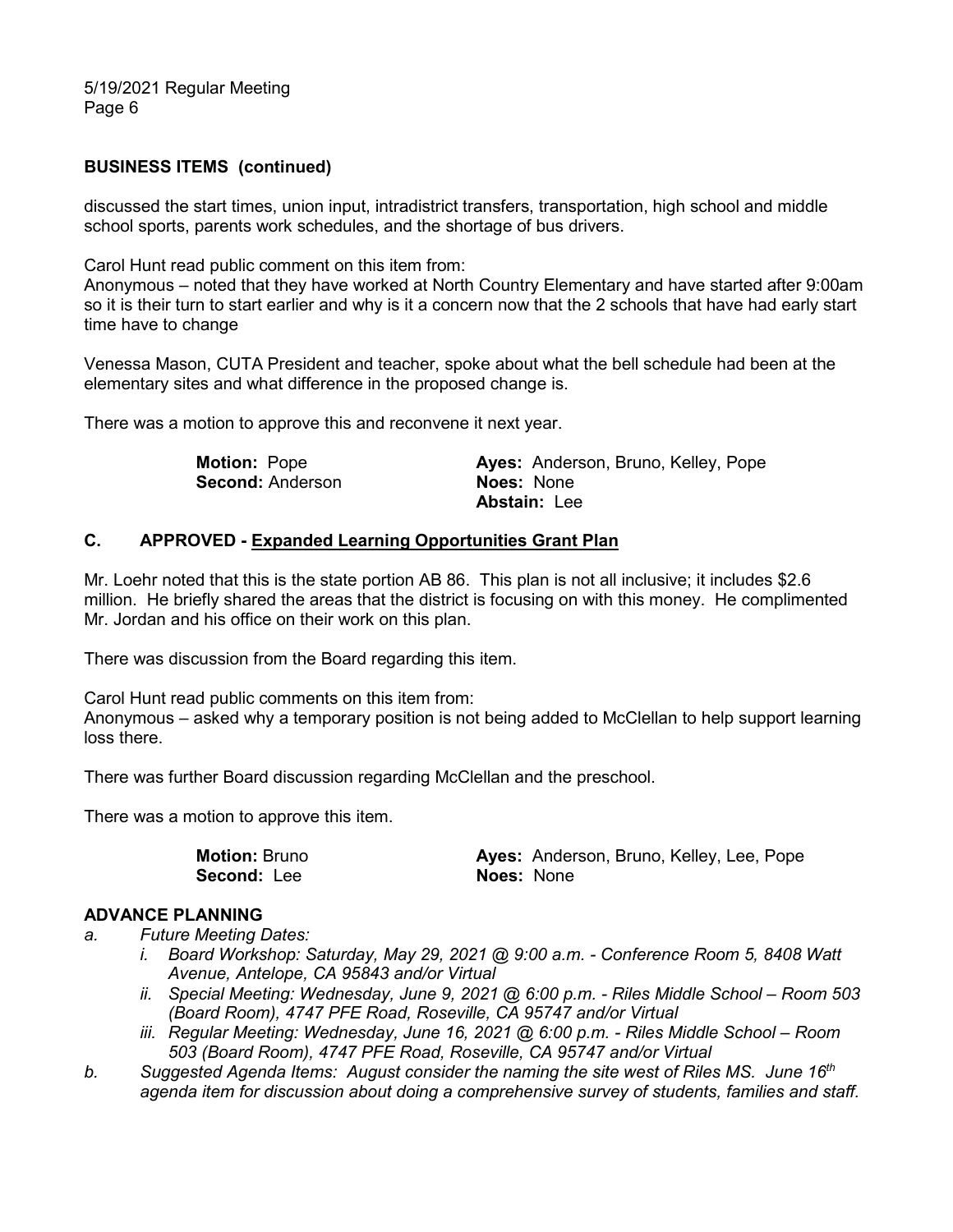## BUSINESS ITEMS (continued)

discussed the start times, union input, intradistrict transfers, transportation, high school and middle school sports, parents work schedules, and the shortage of bus drivers.

Carol Hunt read public comment on this item from:
Anonymous – noted that they have worked at North Country Elementary and have started after 9:00am so it is their turn to start earlier and why is it a concern now that the 2 schools that have had early start time have to change

Venessa Mason, CUTA President and teacher, spoke about what the bell schedule had been at the elementary sites and what difference in the proposed change is.

There was a motion to approve this and reconvene it next year.

| | |
|---|---|
| **Motion:** Pope | **Ayes:** Anderson, Bruno, Kelley, Pope |
| **Second:** Anderson | **Noes:** None |
| | **Abstain:** Lee |

### C. APPROVED - Expanded Learning Opportunities Grant Plan

Mr. Loehr noted that this is the state portion AB 86. This plan is not all inclusive; it includes $2.6 million. He briefly shared the areas that the district is focusing on with this money. He complimented Mr. Jordan and his office on their work on this plan.

There was discussion from the Board regarding this item.

Carol Hunt read public comments on this item from:
Anonymous – asked why a temporary position is not being added to McClellan to help support learning loss there.

There was further Board discussion regarding McClellan and the preschool.

There was a motion to approve this item.

| | |
|---|---|
| **Motion:** Bruno | **Ayes:** Anderson, Bruno, Kelley, Lee, Pope |
| **Second:** Lee | **Noes:** None |

## ADVANCE PLANNING

*a. Future Meeting Dates:*
   - *i. Board Workshop: Saturday, May 29, 2021 @ 9:00 a.m. - Conference Room 5, 8408 Watt Avenue, Antelope, CA 95843 and/or Virtual*
   - *ii. Special Meeting: Wednesday, June 9, 2021 @ 6:00 p.m. - Riles Middle School – Room 503 (Board Room), 4747 PFE Road, Roseville, CA 95747 and/or Virtual*
   - *iii. Regular Meeting: Wednesday, June 16, 2021 @ 6:00 p.m. - Riles Middle School – Room 503 (Board Room), 4747 PFE Road, Roseville, CA 95747 and/or Virtual*

*b. Suggested Agenda Items: August consider the naming the site west of Riles MS. June 16th agenda item for discussion about doing a comprehensive survey of students, families and staff.*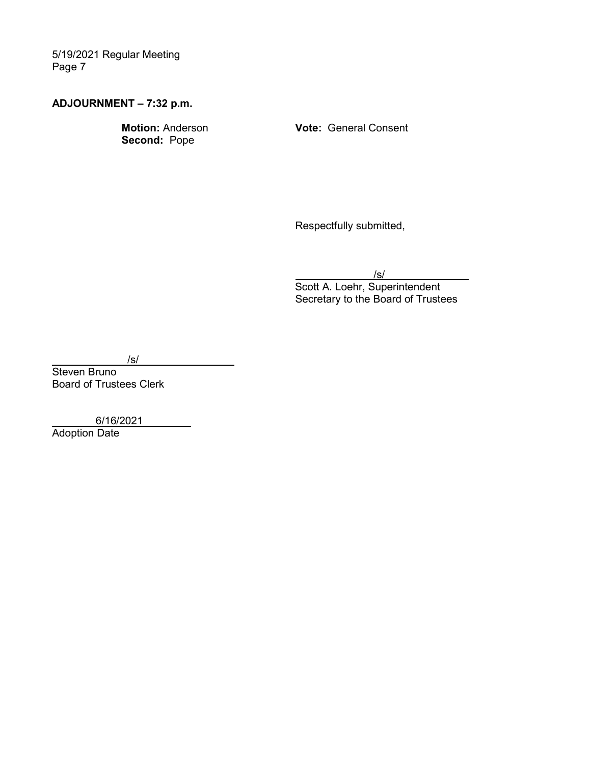## ADJOURNMENT – 7:32 p.m.

**Motion:** Anderson
**Second:** Pope

**Vote:** General Consent

Respectfully submitted,

/s/
Scott A. Loehr, Superintendent
Secretary to the Board of Trustees

/s/
Steven Bruno
Board of Trustees Clerk

6/16/2021
Adoption Date